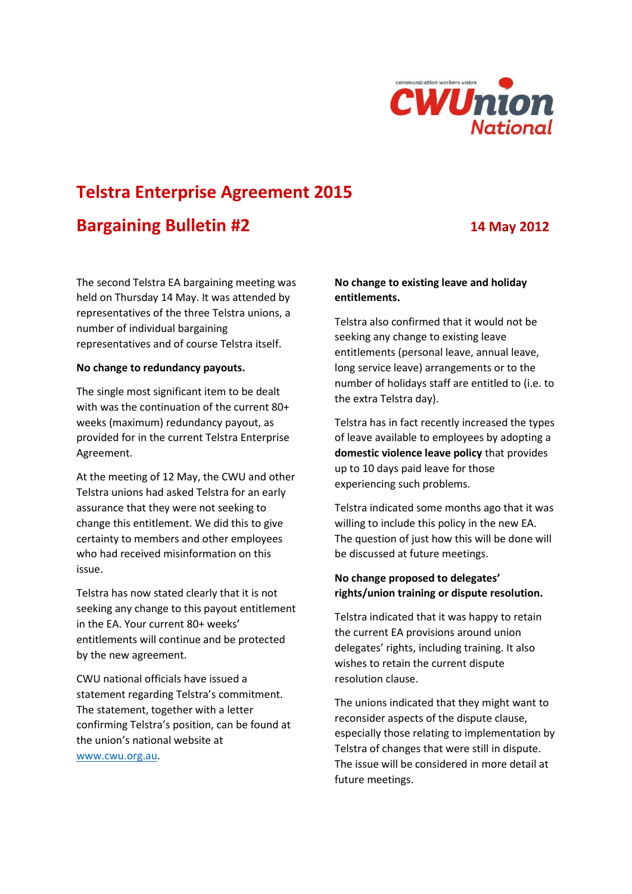communication workers union

**CWUnion National**

# Telstra Enterprise Agreement 2015

## Bargaining Bulletin #2

**14 May 2012**

The second Telstra EA bargaining meeting was held on Thursday 14 May. It was attended by representatives of the three Telstra unions, a number of individual bargaining representatives and of course Telstra itself.

**No change to redundancy payouts.**

The single most significant item to be dealt with was the continuation of the current 80+ weeks (maximum) redundancy payout, as provided for in the current Telstra Enterprise Agreement.

At the meeting of 12 May, the CWU and other Telstra unions had asked Telstra for an early assurance that they were not seeking to change this entitlement. We did this to give certainty to members and other employees who had received misinformation on this issue.

Telstra has now stated clearly that it is not seeking any change to this payout entitlement in the EA. Your current 80+ weeks' entitlements will continue and be protected by the new agreement.

CWU national officials have issued a statement regarding Telstra's commitment. The statement, together with a letter confirming Telstra's position, can be found at the union's national website at www.cwu.org.au.

**No change to existing leave and holiday entitlements.**

Telstra also confirmed that it would not be seeking any change to existing leave entitlements (personal leave, annual leave, long service leave) arrangements or to the number of holidays staff are entitled to (i.e. to the extra Telstra day).

Telstra has in fact recently increased the types of leave available to employees by adopting a **domestic violence leave policy** that provides up to 10 days paid leave for those experiencing such problems.

Telstra indicated some months ago that it was willing to include this policy in the new EA. The question of just how this will be done will be discussed at future meetings.

**No change proposed to delegates' rights/union training or dispute resolution.**

Telstra indicated that it was happy to retain the current EA provisions around union delegates' rights, including training. It also wishes to retain the current dispute resolution clause.

The unions indicated that they might want to reconsider aspects of the dispute clause, especially those relating to implementation by Telstra of changes that were still in dispute. The issue will be considered in more detail at future meetings.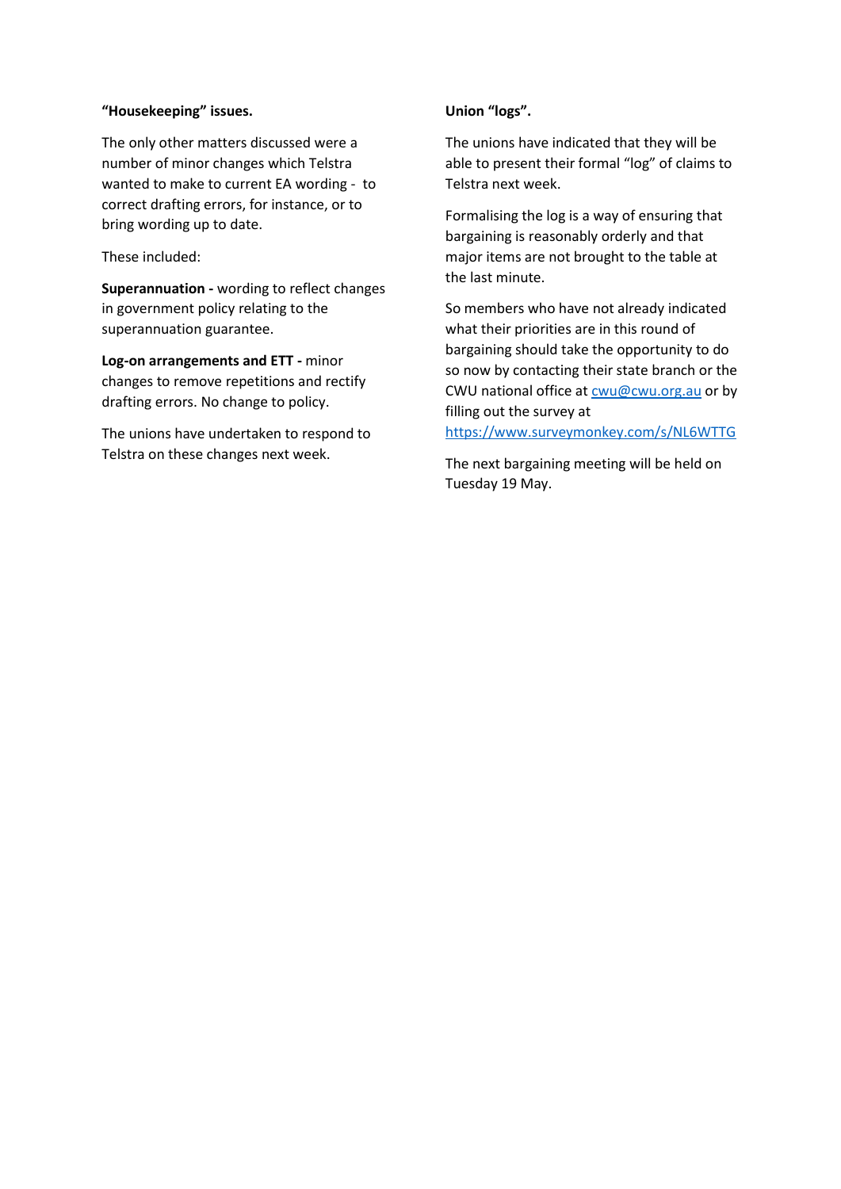**“Housekeeping” issues.**

The only other matters discussed were a number of minor changes which Telstra wanted to make to current EA wording - to correct drafting errors, for instance, or to bring wording up to date.

These included:

**Superannuation -** wording to reflect changes in government policy relating to the superannuation guarantee.

**Log-on arrangements and ETT -** minor changes to remove repetitions and rectify drafting errors. No change to policy.

The unions have undertaken to respond to Telstra on these changes next week.

**Union “logs”.**

The unions have indicated that they will be able to present their formal “log” of claims to Telstra next week.

Formalising the log is a way of ensuring that bargaining is reasonably orderly and that major items are not brought to the table at the last minute.

So members who have not already indicated what their priorities are in this round of bargaining should take the opportunity to do so now by contacting their state branch or the CWU national office at cwu@cwu.org.au or by filling out the survey at https://www.surveymonkey.com/s/NL6WTTG

The next bargaining meeting will be held on Tuesday 19 May.